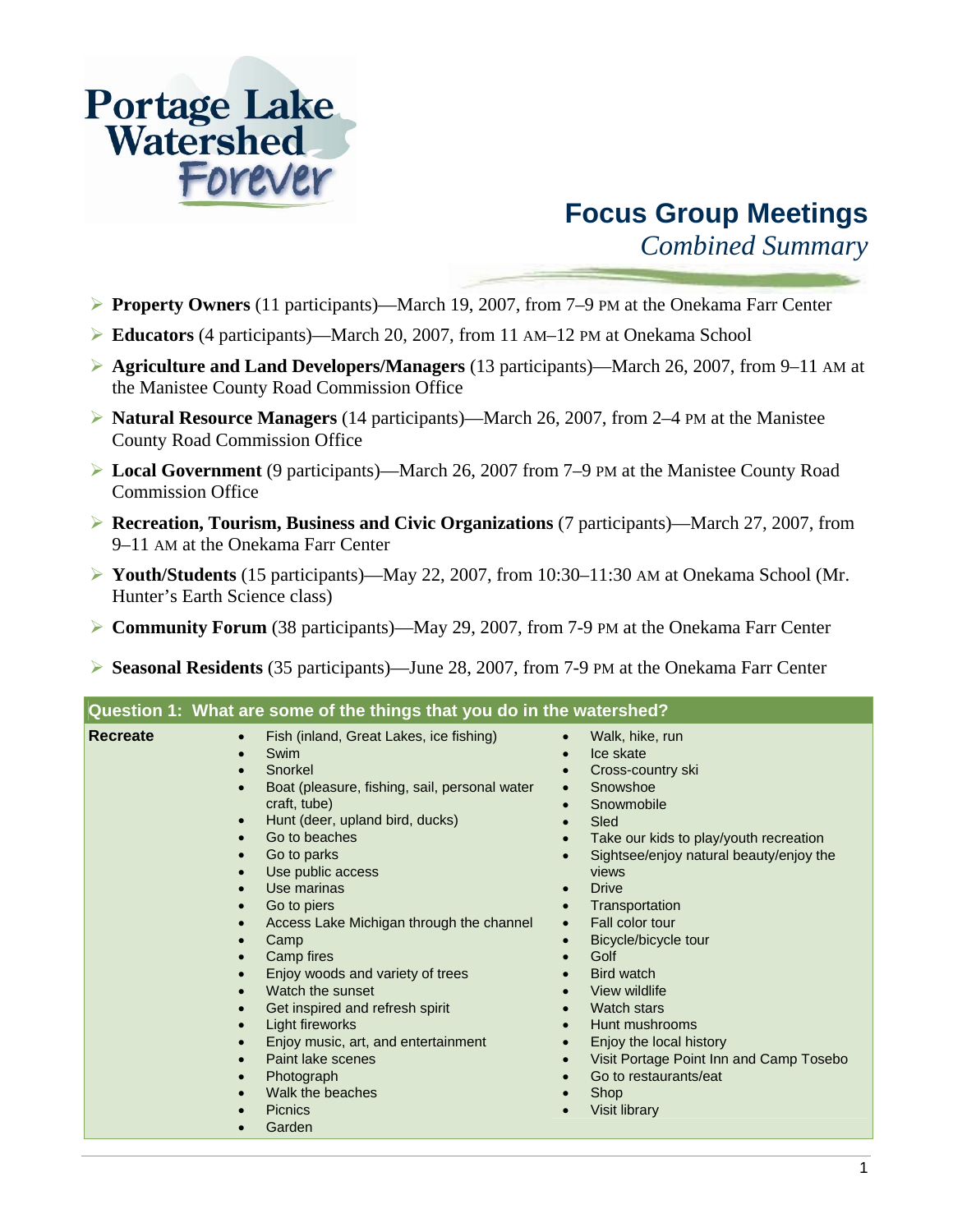Portage Lake Watershed Forever

# Focus Group Meetings

*Combined Summary*

- **Property Owners** (11 participants)—March 19, 2007, from 7–9 PM at the Onekama Farr Center
- **Educators** (4 participants)—March 20, 2007, from 11 AM–12 PM at Onekama School
- **Agriculture and Land Developers/Managers** (13 participants)—March 26, 2007, from 9–11 AM at the Manistee County Road Commission Office
- **Natural Resource Managers** (14 participants)—March 26, 2007, from 2–4 PM at the Manistee County Road Commission Office
- **Local Government** (9 participants)—March 26, 2007 from 7–9 PM at the Manistee County Road Commission Office
- **Recreation, Tourism, Business and Civic Organizations** (7 participants)—March 27, 2007, from 9–11 AM at the Onekama Farr Center
- **Youth/Students** (15 participants)—May 22, 2007, from 10:30–11:30 AM at Onekama School (Mr. Hunter's Earth Science class)
- **Community Forum** (38 participants)—May 29, 2007, from 7-9 PM at the Onekama Farr Center
- **Seasonal Residents** (35 participants)—June 28, 2007, from 7-9 PM at the Onekama Farr Center

## Question 1: What are some of the things that you do in the watershed?

**Recreate**

- Fish (inland, Great Lakes, ice fishing)
- Swim
- Snorkel
- Boat (pleasure, fishing, sail, personal water craft, tube)
- Hunt (deer, upland bird, ducks)
- Go to beaches
- Go to parks
- Use public access
- Use marinas
- Go to piers
- Access Lake Michigan through the channel
- Camp
- Camp fires
- Enjoy woods and variety of trees
- Watch the sunset
- Get inspired and refresh spirit
- Light fireworks
- Enjoy music, art, and entertainment
- Paint lake scenes
- Photograph
- Walk the beaches
- Picnics
- Garden
- Walk, hike, run
- Ice skate
- Cross-country ski
- Snowshoe
- Snowmobile
- Sled
- Take our kids to play/youth recreation
- Sightsee/enjoy natural beauty/enjoy the views
- Drive
- Transportation
- Fall color tour
- Bicycle/bicycle tour
- Golf
- Bird watch
- View wildlife
- Watch stars
- Hunt mushrooms
- Enjoy the local history
- Visit Portage Point Inn and Camp Tosebo
- Go to restaurants/eat
- Shop
- Visit library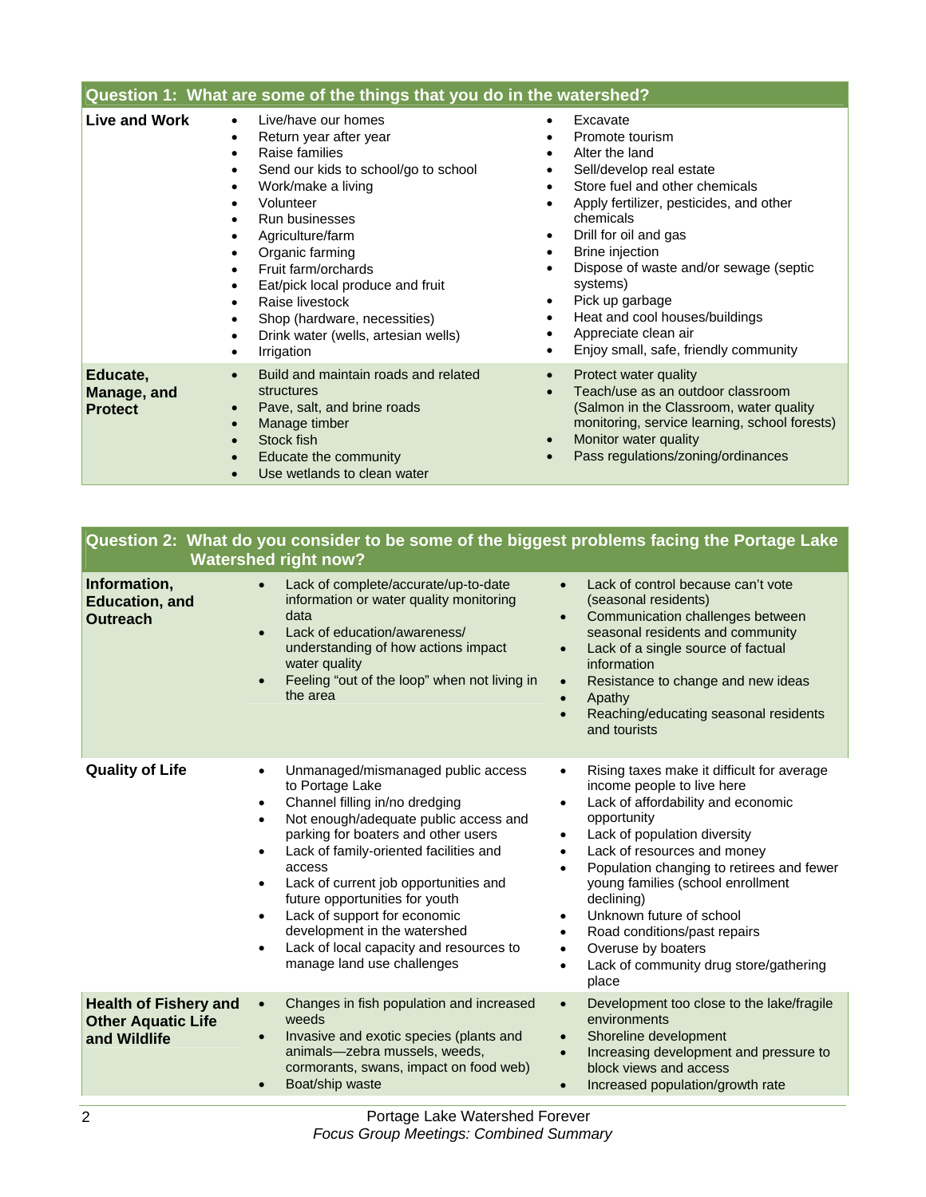## Question 1: What are some of the things that you do in the watershed?

**Live and Work**

- Live/have our homes
- Return year after year
- Raise families
- Send our kids to school/go to school
- Work/make a living
- Volunteer
- Run businesses
- Agriculture/farm
- Organic farming
- Fruit farm/orchards
- Eat/pick local produce and fruit
- Raise livestock
- Shop (hardware, necessities)
- Drink water (wells, artesian wells)
- Irrigation
- Excavate
- Promote tourism
- Alter the land
- Sell/develop real estate
- Store fuel and other chemicals
- Apply fertilizer, pesticides, and other chemicals
- Drill for oil and gas
- Brine injection
- Dispose of waste and/or sewage (septic systems)
- Pick up garbage
- Heat and cool houses/buildings
- Appreciate clean air
- Enjoy small, safe, friendly community

**Educate, Manage, and Protect**

- Build and maintain roads and related structures
- Pave, salt, and brine roads
- Manage timber
- Stock fish
- Educate the community
- Use wetlands to clean water
- Protect water quality
- Teach/use as an outdoor classroom (Salmon in the Classroom, water quality monitoring, service learning, school forests)
- Monitor water quality
- Pass regulations/zoning/ordinances

## Question 2: What do you consider to be some of the biggest problems facing the Portage Lake Watershed right now?

**Information, Education, and Outreach**

- Lack of complete/accurate/up-to-date information or water quality monitoring data
- Lack of education/awareness/ understanding of how actions impact water quality
- Feeling "out of the loop" when not living in the area
- Lack of control because can't vote (seasonal residents)
- Communication challenges between seasonal residents and community
- Lack of a single source of factual information
- Resistance to change and new ideas
- Apathy
- Reaching/educating seasonal residents and tourists

**Quality of Life**

- Unmanaged/mismanaged public access to Portage Lake
- Channel filling in/no dredging
- Not enough/adequate public access and parking for boaters and other users
- Lack of family-oriented facilities and access
- Lack of current job opportunities and future opportunities for youth
- Lack of support for economic development in the watershed
- Lack of local capacity and resources to manage land use challenges
- Rising taxes make it difficult for average income people to live here
- Lack of affordability and economic opportunity
- Lack of population diversity
- Lack of resources and money
- Population changing to retirees and fewer young families (school enrollment declining)
- Unknown future of school
- Road conditions/past repairs
- Overuse by boaters
- Lack of community drug store/gathering place

**Health of Fishery and Other Aquatic Life and Wildlife**

- Changes in fish population and increased weeds
- Invasive and exotic species (plants and animals—zebra mussels, weeds, cormorants, swans, impact on food web)
- Boat/ship waste
- Development too close to the lake/fragile environments
- Shoreline development
- Increasing development and pressure to block views and access
- Increased population/growth rate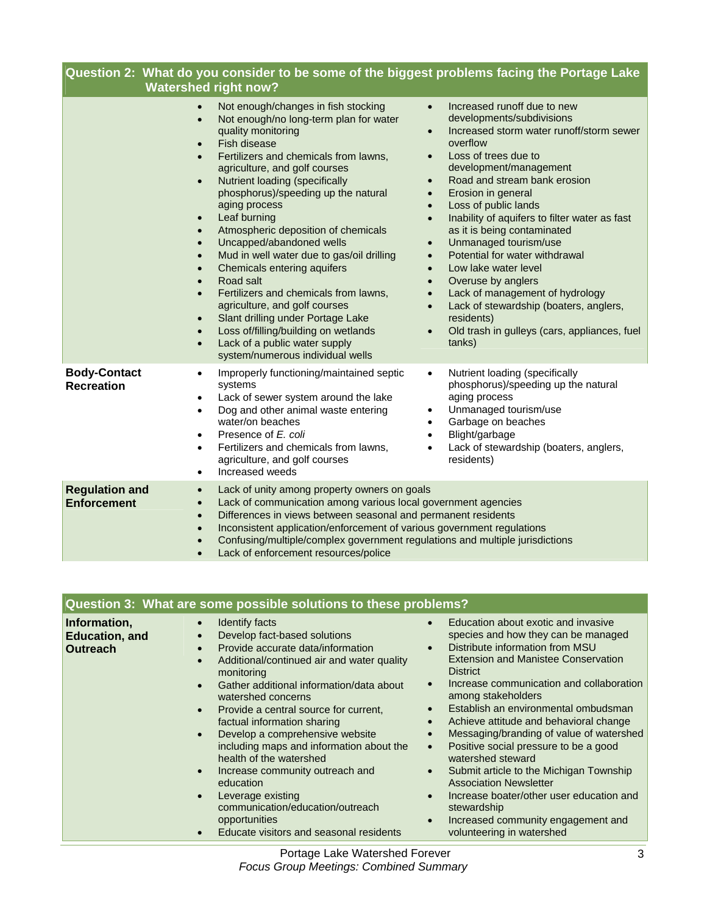## Question 2: What do you consider to be some of the biggest problems facing the Portage Lake Watershed right now?

- Not enough/changes in fish stocking
- Not enough/no long-term plan for water quality monitoring
- Fish disease
- Fertilizers and chemicals from lawns, agriculture, and golf courses
- Nutrient loading (specifically phosphorus)/speeding up the natural aging process
- Leaf burning
- Atmospheric deposition of chemicals
- Uncapped/abandoned wells
- Mud in well water due to gas/oil drilling
- Chemicals entering aquifers
- Road salt
- Fertilizers and chemicals from lawns, agriculture, and golf courses
- Slant drilling under Portage Lake
- Loss of/filling/building on wetlands
- Lack of a public water supply system/numerous individual wells
- Increased runoff due to new developments/subdivisions
- Increased storm water runoff/storm sewer overflow
- Loss of trees due to development/management
- Road and stream bank erosion
- Erosion in general
- Loss of public lands
- Inability of aquifers to filter water as fast as it is being contaminated
- Unmanaged tourism/use
- Potential for water withdrawal
- Low lake water level
- Overuse by anglers
- Lack of management of hydrology
- Lack of stewardship (boaters, anglers, residents)
- Old trash in gulleys (cars, appliances, fuel tanks)

**Body-Contact Recreation**

- Improperly functioning/maintained septic systems
- Lack of sewer system around the lake
- Dog and other animal waste entering water/on beaches
- Presence of *E. coli*
- Fertilizers and chemicals from lawns, agriculture, and golf courses
- Increased weeds
- Nutrient loading (specifically phosphorus)/speeding up the natural aging process
- Unmanaged tourism/use
- Garbage on beaches
- Blight/garbage
- Lack of stewardship (boaters, anglers, residents)

**Regulation and Enforcement**

- Lack of unity among property owners on goals
- Lack of communication among various local government agencies
- Differences in views between seasonal and permanent residents
- Inconsistent application/enforcement of various government regulations
- Confusing/multiple/complex government regulations and multiple jurisdictions
- Lack of enforcement resources/police

## Question 3: What are some possible solutions to these problems?

**Information, Education, and Outreach**

- Identify facts
- Develop fact-based solutions
- Provide accurate data/information
- Additional/continued air and water quality monitoring
- Gather additional information/data about watershed concerns
- Provide a central source for current, factual information sharing
- Develop a comprehensive website including maps and information about the health of the watershed
- Increase community outreach and education
- Leverage existing communication/education/outreach opportunities
- Educate visitors and seasonal residents
- Education about exotic and invasive species and how they can be managed
- Distribute information from MSU Extension and Manistee Conservation District
- Increase communication and collaboration among stakeholders
- Establish an environmental ombudsman
- Achieve attitude and behavioral change
- Messaging/branding of value of watershed
- Positive social pressure to be a good watershed steward
- Submit article to the Michigan Township Association Newsletter
- Increase boater/other user education and stewardship
- Increased community engagement and volunteering in watershed

Portage Lake Watershed Forever
*Focus Group Meetings: Combined Summary*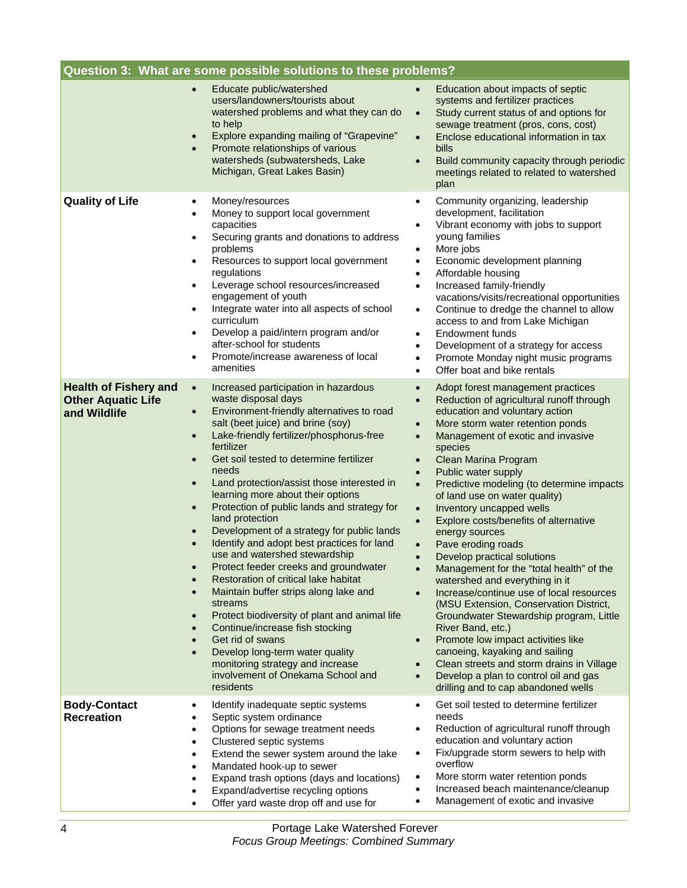| Question 3: What are some possible solutions to these problems? | | |
|---|---|---|
| | • Educate public/watershed users/landowners/tourists about watershed problems and what they can do to help<br>• Explore expanding mailing of "Grapevine"<br>• Promote relationships of various watersheds (subwatersheds, Lake Michigan, Great Lakes Basin) | • Education about impacts of septic systems and fertilizer practices<br>• Study current status of and options for sewage treatment (pros, cons, cost)<br>• Enclose educational information in tax bills<br>• Build community capacity through periodic meetings related to related to watershed plan |
| **Quality of Life** | • Money/resources<br>• Money to support local government capacities<br>• Securing grants and donations to address problems<br>• Resources to support local government regulations<br>• Leverage school resources/increased engagement of youth<br>• Integrate water into all aspects of school curriculum<br>• Develop a paid/intern program and/or after-school for students<br>• Promote/increase awareness of local amenities | • Community organizing, leadership development, facilitation<br>• Vibrant economy with jobs to support young families<br>• More jobs<br>• Economic development planning<br>• Affordable housing<br>• Increased family-friendly vacations/visits/recreational opportunities<br>• Continue to dredge the channel to allow access to and from Lake Michigan<br>• Endowment funds<br>• Development of a strategy for access<br>• Promote Monday night music programs<br>• Offer boat and bike rentals |
| **Health of Fishery and Other Aquatic Life and Wildlife** | • Increased participation in hazardous waste disposal days<br>• Environment-friendly alternatives to road salt (beet juice) and brine (soy)<br>• Lake-friendly fertilizer/phosphorus-free fertilizer<br>• Get soil tested to determine fertilizer needs<br>• Land protection/assist those interested in learning more about their options<br>• Protection of public lands and strategy for land protection<br>• Development of a strategy for public lands<br>• Identify and adopt best practices for land use and watershed stewardship<br>• Protect feeder creeks and groundwater<br>• Restoration of critical lake habitat<br>• Maintain buffer strips along lake and streams<br>• Protect biodiversity of plant and animal life<br>• Continue/increase fish stocking<br>• Get rid of swans<br>• Develop long-term water quality monitoring strategy and increase involvement of Onekama School and residents | • Adopt forest management practices<br>• Reduction of agricultural runoff through education and voluntary action<br>• More storm water retention ponds<br>• Management of exotic and invasive species<br>• Clean Marina Program<br>• Public water supply<br>• Predictive modeling (to determine impacts of land use on water quality)<br>• Inventory uncapped wells<br>• Explore costs/benefits of alternative energy sources<br>• Pave eroding roads<br>• Develop practical solutions<br>• Management for the "total health" of the watershed and everything in it<br>• Increase/continue use of local resources (MSU Extension, Conservation District, Groundwater Stewardship program, Little River Band, etc.)<br>• Promote low impact activities like canoeing, kayaking and sailing<br>• Clean streets and storm drains in Village<br>• Develop a plan to control oil and gas drilling and to cap abandoned wells |
| **Body-Contact Recreation** | • Identify inadequate septic systems<br>• Septic system ordinance<br>• Options for sewage treatment needs<br>• Clustered septic systems<br>• Extend the sewer system around the lake<br>• Mandated hook-up to sewer<br>• Expand trash options (days and locations)<br>• Expand/advertise recycling options<br>• Offer yard waste drop off and use for | • Get soil tested to determine fertilizer needs<br>• Reduction of agricultural runoff through education and voluntary action<br>• Fix/upgrade storm sewers to help with overflow<br>• More storm water retention ponds<br>• Increased beach maintenance/cleanup<br>• Management of exotic and invasive |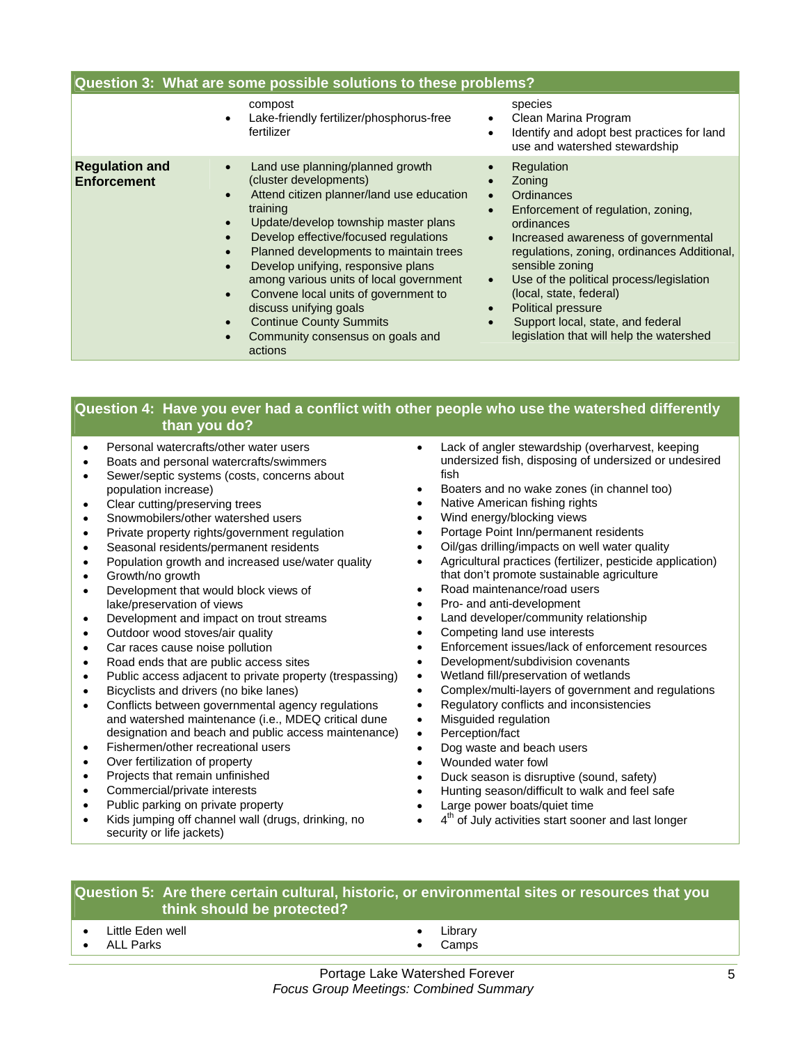## Question 3: What are some possible solutions to these problems?

| | | |
|---|---|---|
| | compost<br>• Lake-friendly fertilizer/phosphorus-free fertilizer | species<br>• Clean Marina Program<br>• Identify and adopt best practices for land use and watershed stewardship |
| **Regulation and Enforcement** | • Land use planning/planned growth (cluster developments)<br>• Attend citizen planner/land use education training<br>• Update/develop township master plans<br>• Develop effective/focused regulations<br>• Planned developments to maintain trees<br>• Develop unifying, responsive plans among various units of local government<br>• Convene local units of government to discuss unifying goals<br>• Continue County Summits<br>• Community consensus on goals and actions | • Regulation<br>• Zoning<br>• Ordinances<br>• Enforcement of regulation, zoning, ordinances<br>• Increased awareness of governmental regulations, zoning, ordinances Additional, sensible zoning<br>• Use of the political process/legislation (local, state, federal)<br>• Political pressure<br>• Support local, state, and federal legislation that will help the watershed |

## Question 4: Have you ever had a conflict with other people who use the watershed differently than you do?

- Personal watercrafts/other water users
- Boats and personal watercrafts/swimmers
- Sewer/septic systems (costs, concerns about population increase)
- Clear cutting/preserving trees
- Snowmobilers/other watershed users
- Private property rights/government regulation
- Seasonal residents/permanent residents
- Population growth and increased use/water quality
- Growth/no growth
- Development that would block views of lake/preservation of views
- Development and impact on trout streams
- Outdoor wood stoves/air quality
- Car races cause noise pollution
- Road ends that are public access sites
- Public access adjacent to private property (trespassing)
- Bicyclists and drivers (no bike lanes)
- Conflicts between governmental agency regulations and watershed maintenance (i.e., MDEQ critical dune designation and beach and public access maintenance)
- Fishermen/other recreational users
- Over fertilization of property
- Projects that remain unfinished
- Commercial/private interests
- Public parking on private property
- Kids jumping off channel wall (drugs, drinking, no security or life jackets)
- Lack of angler stewardship (overharvest, keeping undersized fish, disposing of undersized or undesired fish
- Boaters and no wake zones (in channel too)
- Native American fishing rights
- Wind energy/blocking views
- Portage Point Inn/permanent residents
- Oil/gas drilling/impacts on well water quality
- Agricultural practices (fertilizer, pesticide application) that don't promote sustainable agriculture
- Road maintenance/road users
- Pro- and anti-development
- Land developer/community relationship
- Competing land use interests
- Enforcement issues/lack of enforcement resources
- Development/subdivision covenants
- Wetland fill/preservation of wetlands
- Complex/multi-layers of government and regulations
- Regulatory conflicts and inconsistencies
- Misguided regulation
- Perception/fact
- Dog waste and beach users
- Wounded water fowl
- Duck season is disruptive (sound, safety)
- Hunting season/difficult to walk and feel safe
- Large power boats/quiet time
- 4th of July activities start sooner and last longer

## Question 5: Are there certain cultural, historic, or environmental sites or resources that you think should be protected?

- Little Eden well
- ALL Parks
- Library
- Camps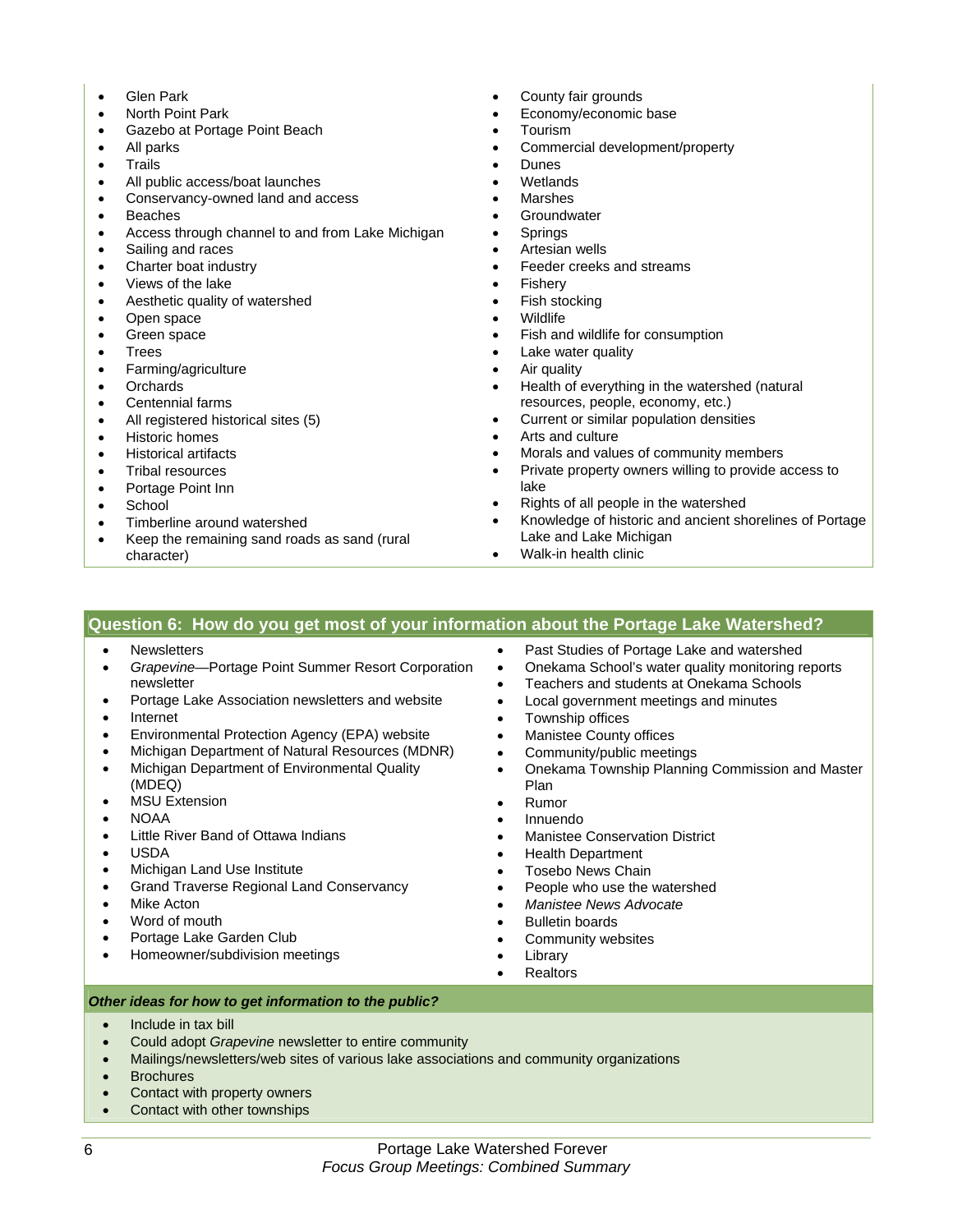- Glen Park
- North Point Park
- Gazebo at Portage Point Beach
- All parks
- Trails
- All public access/boat launches
- Conservancy-owned land and access
- Beaches
- Access through channel to and from Lake Michigan
- Sailing and races
- Charter boat industry
- Views of the lake
- Aesthetic quality of watershed
- Open space
- Green space
- Trees
- Farming/agriculture
- Orchards
- Centennial farms
- All registered historical sites (5)
- Historic homes
- Historical artifacts
- Tribal resources
- Portage Point Inn
- School
- Timberline around watershed
- Keep the remaining sand roads as sand (rural character)
- County fair grounds
- Economy/economic base
- Tourism
- Commercial development/property
- Dunes
- Wetlands
- Marshes
- Groundwater
- Springs
- Artesian wells
- Feeder creeks and streams
- Fishery
- Fish stocking
- Wildlife
- Fish and wildlife for consumption
- Lake water quality
- Air quality
- Health of everything in the watershed (natural resources, people, economy, etc.)
- Current or similar population densities
- Arts and culture
- Morals and values of community members
- Private property owners willing to provide access to lake
- Rights of all people in the watershed
- Knowledge of historic and ancient shorelines of Portage Lake and Lake Michigan
- Walk-in health clinic

## Question 6: How do you get most of your information about the Portage Lake Watershed?

- Newsletters
- *Grapevine*—Portage Point Summer Resort Corporation newsletter
- Portage Lake Association newsletters and website
- Internet
- Environmental Protection Agency (EPA) website
- Michigan Department of Natural Resources (MDNR)
- Michigan Department of Environmental Quality (MDEQ)
- MSU Extension
- NOAA
- Little River Band of Ottawa Indians
- USDA
- Michigan Land Use Institute
- Grand Traverse Regional Land Conservancy
- Mike Acton
- Word of mouth
- Portage Lake Garden Club
- Homeowner/subdivision meetings
- Past Studies of Portage Lake and watershed
- Onekama School's water quality monitoring reports
- Teachers and students at Onekama Schools
- Local government meetings and minutes
- Township offices
- Manistee County offices
- Community/public meetings
- Onekama Township Planning Commission and Master Plan
- Rumor
- Innuendo
- Manistee Conservation District
- Health Department
- Tosebo News Chain
- People who use the watershed
- *Manistee News Advocate*
- Bulletin boards
- Community websites
- Library
- Realtors

***Other ideas for how to get information to the public?***

- Include in tax bill
- Could adopt *Grapevine* newsletter to entire community
- Mailings/newsletters/web sites of various lake associations and community organizations
- Brochures
- Contact with property owners
- Contact with other townships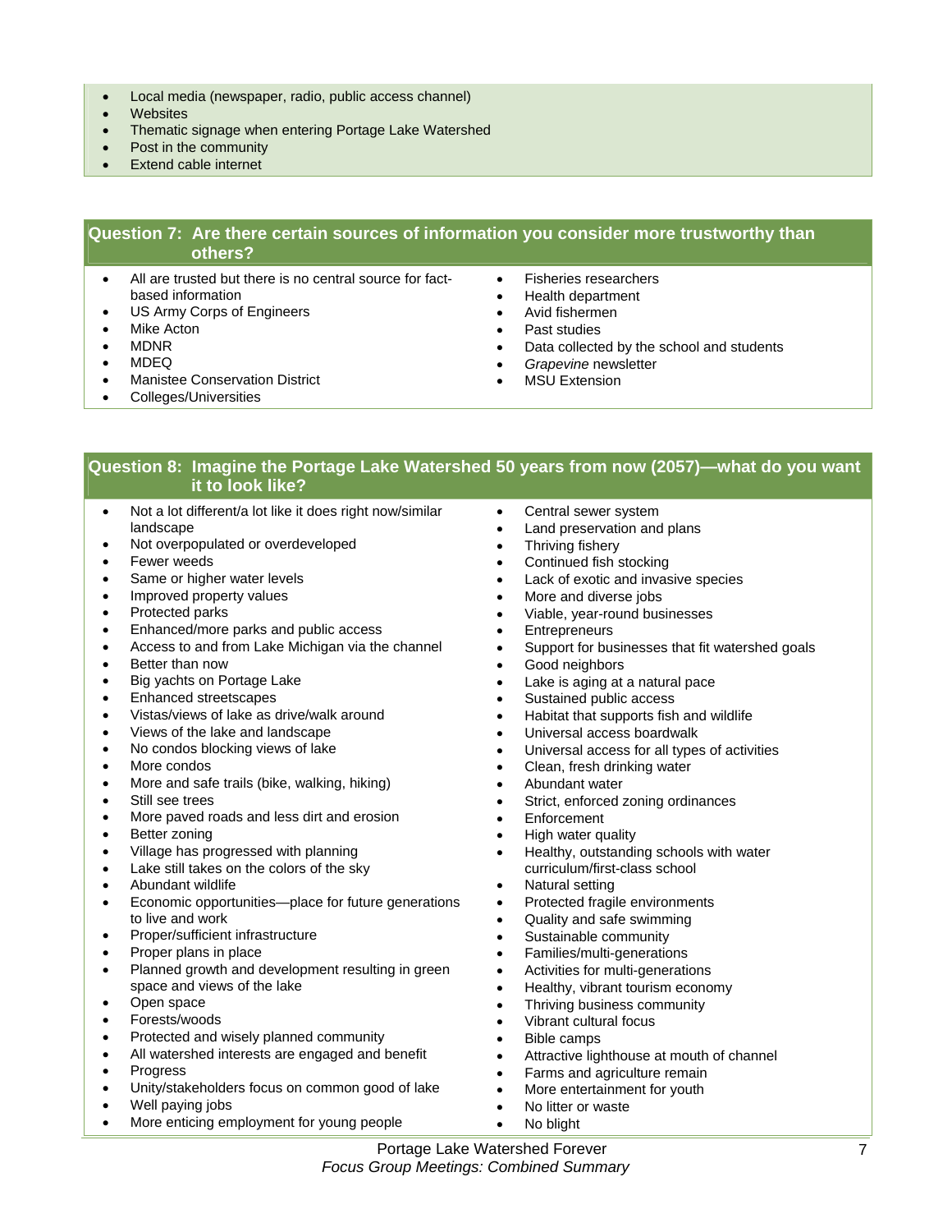- Local media (newspaper, radio, public access channel)
- Websites
- Thematic signage when entering Portage Lake Watershed
- Post in the community
- Extend cable internet

## Question 7: Are there certain sources of information you consider more trustworthy than others?

- All are trusted but there is no central source for fact-based information
- US Army Corps of Engineers
- Mike Acton
- MDNR
- MDEQ
- Manistee Conservation District
- Colleges/Universities
- Fisheries researchers
- Health department
- Avid fishermen
- Past studies
- Data collected by the school and students
- *Grapevine* newsletter
- MSU Extension

## Question 8: Imagine the Portage Lake Watershed 50 years from now (2057)—what do you want it to look like?

- Not a lot different/a lot like it does right now/similar landscape
- Not overpopulated or overdeveloped
- Fewer weeds
- Same or higher water levels
- Improved property values
- Protected parks
- Enhanced/more parks and public access
- Access to and from Lake Michigan via the channel
- Better than now
- Big yachts on Portage Lake
- Enhanced streetscapes
- Vistas/views of lake as drive/walk around
- Views of the lake and landscape
- No condos blocking views of lake
- More condos
- More and safe trails (bike, walking, hiking)
- Still see trees
- More paved roads and less dirt and erosion
- Better zoning
- Village has progressed with planning
- Lake still takes on the colors of the sky
- Abundant wildlife
- Economic opportunities—place for future generations to live and work
- Proper/sufficient infrastructure
- Proper plans in place
- Planned growth and development resulting in green space and views of the lake
- Open space
- Forests/woods
- Protected and wisely planned community
- All watershed interests are engaged and benefit
- Progress
- Unity/stakeholders focus on common good of lake
- Well paying jobs
- More enticing employment for young people
- Central sewer system
- Land preservation and plans
- Thriving fishery
- Continued fish stocking
- Lack of exotic and invasive species
- More and diverse jobs
- Viable, year-round businesses
- Entrepreneurs
- Support for businesses that fit watershed goals
- Good neighbors
- Lake is aging at a natural pace
- Sustained public access
- Habitat that supports fish and wildlife
- Universal access boardwalk
- Universal access for all types of activities
- Clean, fresh drinking water
- Abundant water
- Strict, enforced zoning ordinances
- Enforcement
- High water quality
- Healthy, outstanding schools with water curriculum/first-class school
- Natural setting
- Protected fragile environments
- Quality and safe swimming
- Sustainable community
- Families/multi-generations
- Activities for multi-generations
- Healthy, vibrant tourism economy
- Thriving business community
- Vibrant cultural focus
- Bible camps
- Attractive lighthouse at mouth of channel
- Farms and agriculture remain
- More entertainment for youth
- No litter or waste
- No blight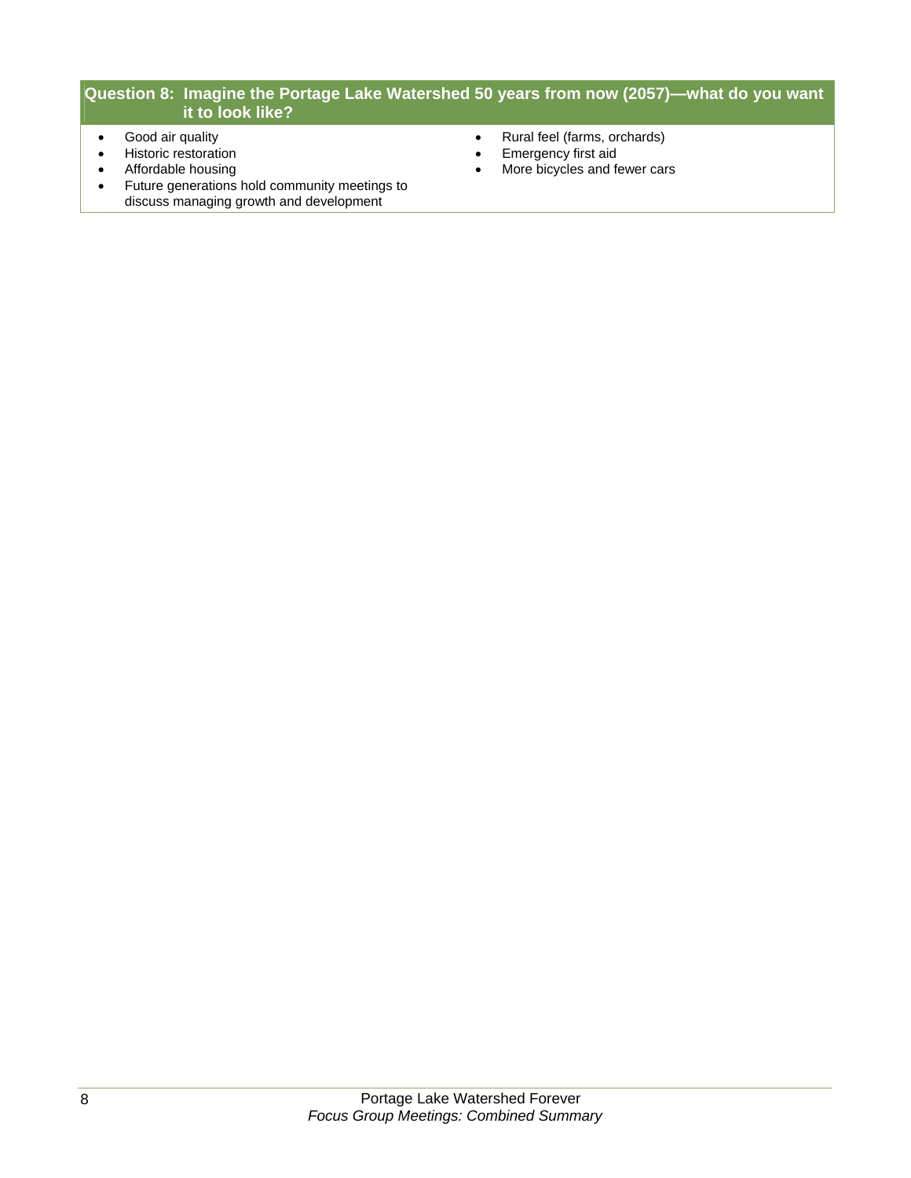### Question 8: Imagine the Portage Lake Watershed 50 years from now (2057)—what do you want it to look like?

- Good air quality
- Historic restoration
- Affordable housing
- Future generations hold community meetings to discuss managing growth and development
- Rural feel (farms, orchards)
- Emergency first aid
- More bicycles and fewer cars